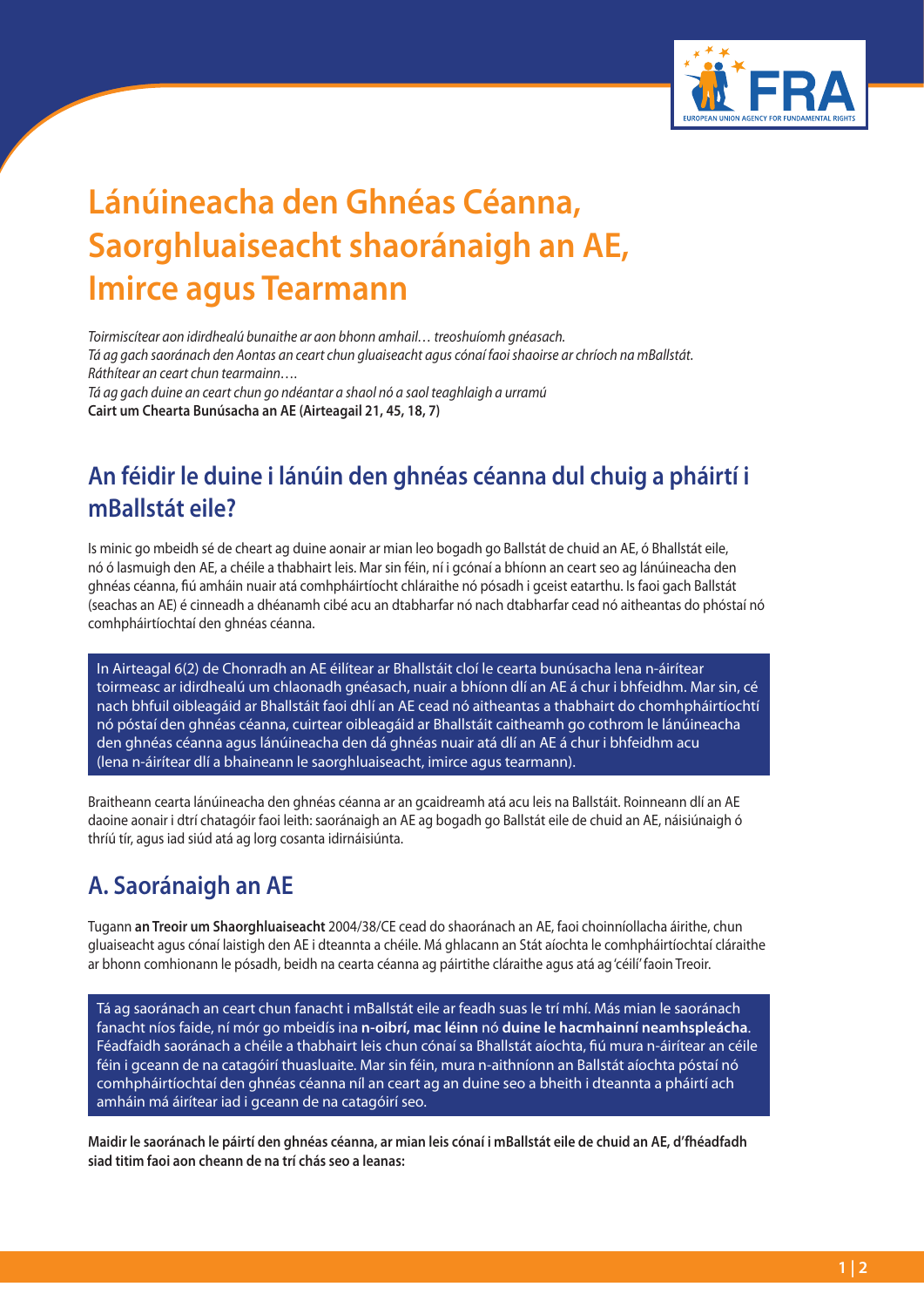# Lánúineacha den Ghnéas Céanna, Saorghluaiseacht shaoránaigh an AE, Imirce agus Tearmann

*Toirmiscítear aon idirdhealú bunaithe ar aon bhonn amhail… treoshuíomh gnéasach.*
*Tá ag gach saoránach den Aontas an ceart chun gluaiseacht agus cónaí faoi shaoirse ar chríoch na mBallstát.*
*Ráthítear an ceart chun tearmainn….*
*Tá ag gach duine an ceart chun go ndéantar a shaol nó a saol teaghlaigh a urramú*
**Cairt um Chearta Bunúsacha an AE (Airteagail 21, 45, 18, 7)**

## An féidir le duine i lánúin den ghnéas céanna dul chuig a pháirtí i mBallstát eile?

Is minic go mbeidh sé de cheart ag duine aonair ar mian leo bogadh go Ballstát de chuid an AE, ó Bhallstát eile, nó ó lasmuigh den AE, a chéile a thabhairt leis. Mar sin féin, ní i gcónaí a bhíonn an ceart seo ag lánúineacha den ghnéas céanna, fiú amháin nuair atá comhpháirtíocht chláraithe nó pósadh i gceist eatarthu. Is faoi gach Ballstát (seachas an AE) é cinneadh a dhéanamh cibé acu an dtabharfar nó nach dtabharfar cead nó aitheantas do phóstaí nó comhpháirtíochtaí den ghnéas céanna.

In Airteagal 6(2) de Chonradh an AE éilítear ar Bhallstáit cloí le cearta bunúsacha lena n-áirítear toirmeasc ar idirdhealú um chlaonadh gnéasach, nuair a bhíonn dlí an AE á chur i bhfeidhm. Mar sin, cé nach bhfuil oibleagáid ar Bhallstáit faoi dhlí an AE cead nó aitheantas a thabhairt do chomhpháirtíochtí nó póstaí den ghnéas céanna, cuirtear oibleagáid ar Bhallstáit caitheamh go cothrom le lánúineacha den ghnéas céanna agus lánúineacha den dá ghnéas nuair atá dlí an AE á chur i bhfeidhm acu (lena n-áirítear dlí a bhaineann le saorghluaiseacht, imirce agus tearmann).

Braitheann cearta lánúineacha den ghnéas céanna ar an gcaidreamh atá acu leis na Ballstáit. Roinneann dlí an AE daoine aonair i dtrí chatagóir faoi leith: saoránaigh an AE ag bogadh go Ballstát eile de chuid an AE, náisiúnaigh ó thríú tír, agus iad siúd atá ag lorg cosanta idirnáisiúnta.

## A. Saoránaigh an AE

Tugann **an Treoir um Shaorghluaiseacht** 2004/38/CE cead do shaoránach an AE, faoi choinníollacha áirithe, chun gluaiseacht agus cónaí laistigh den AE i dteannta a chéile. Má ghlacann an Stát aíochta le comhpháirtíochtaí cláraithe ar bhonn comhionann le pósadh, beidh na cearta céanna ag páirtithe cláraithe agus atá ag 'céilí' faoin Treoir.

Tá ag saoránach an ceart chun fanacht i mBallstát eile ar feadh suas le trí mhí. Más mian le saoránach fanacht níos faide, ní mór go mbeidís ina **n-oibrí, mac léinn** nó **duine le hacmhainní neamhspleácha**. Féadfaidh saoránach a chéile a thabhairt leis chun cónaí sa Bhallstát aíochta, fiú mura n-áirítear an céile féin i gceann de na catagóirí thuasluaite. Mar sin féin, mura n-aithníonn an Ballstát aíochta póstaí nó comhpháirtíochtaí den ghnéas céanna níl an ceart ag an duine seo a bheith i dteannta a pháirtí ach amháin má áirítear iad i gceann de na catagóirí seo.

**Maidir le saoránach le páirtí den ghnéas céanna, ar mian leis cónaí i mBallstát eile de chuid an AE, d'fhéadfadh siad titim faoi aon cheann de na trí chás seo a leanas:**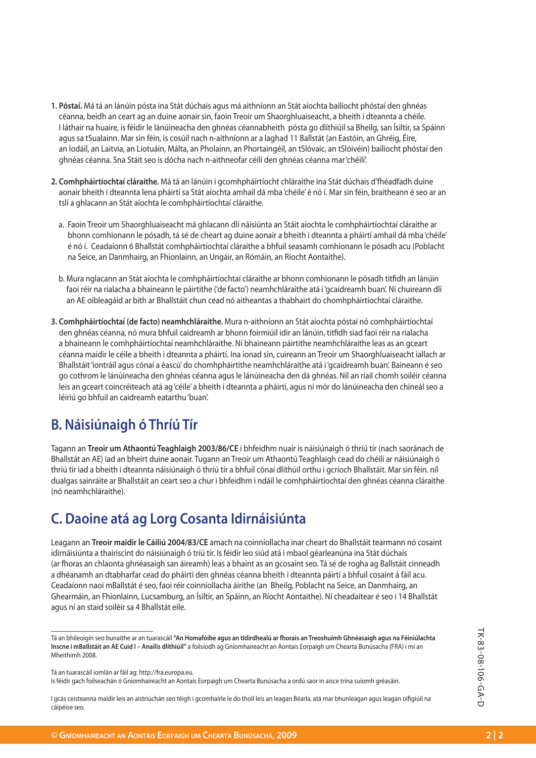1. **Póstaí.** Má tá an lánúin pósta ina Stát dúchais agus má aithníonn an Stát aíochta bailíocht phóstaí den ghnéas céanna, beidh an ceart ag an duine aonair sin, faoin Treoir um Shaorghluaiseacht, a bheith i dteannta a chéile. I láthair na huaire, is féidir le lánúineacha den ghnéas céannabheith pósta go dlíthiúil sa Bheilg, san Ísiltír, sa Spáinn agus sa tSualainn. Mar sin féin, is cosúil nach n-aithníonn ar a laghad 11 Ballstát (an Eastóin, an Ghréig, Éire, an Iodáil, an Laitvia, an Liotuáin, Málta, an Pholainn, an Phortaingéil, an tSlóvaic, an tSlóivéin) bailíocht phóstaí den ghnéas céanna. Sna Stáit seo is dócha nach n-aithneofar céilí den ghnéas céanna mar 'chéilí'.

2. **Comhpháirtíochtaí cláraithe.** Má tá an lánúin i gcomhpháirtíocht chláraithe ina Stát dúchais d'fhéadfadh duine aonair bheith i dteannta lena pháirtí sa Stát aíochta amhail dá mba 'chéile' é nó í. Mar sin féin, braitheann é seo ar an tslí a ghlacann an Stát aíochta le comhpháirtíochtaí cláraithe.

   a. Faoin Treoir um Shaorghluaiseacht má ghlacann dlí náisiúnta an Stáit aíochta le comhpháirtíochtaí cláraithe ar bhonn comhionann le pósadh, tá sé de cheart ag duine aonair a bheith i dteannta a pháirtí amhail dá mba 'chéile' é nó í. Ceadaíonn 6 Bhallstát comhpháirtíochtaí cláraithe a bhfuil seasamh comhionann le pósadh acu (Poblacht na Seice, an Danmhairg, an Fhionlainn, an Ungáir, an Rómáin, an Ríocht Aontaithe).

   b. Mura nglacann an Stát aíochta le comhpháirtíochtaí cláraithe ar bhonn comhionann le pósadh titfidh an lánúin faoi réir na rialacha a bhaineann le páirtithe ('de facto') neamhchláraithe atá i 'gcaidreamh buan'. Ní chuireann dlí an AE oibleagáid ar bith ar Bhallstáit chun cead nó aitheantas a thabhairt do chomhpháirtíochtaí cláraithe.

3. **Comhpháirtíochtaí (de facto) neamhchláraithe.** Mura n-aithníonn an Stát aíochta póstaí nó comhpháirtíochtaí den ghnéas céanna, nó mura bhfuil caidreamh ar bhonn foirmiúil idir an lánúin, titfidh siad faoi réir na rialacha a bhaineann le comhpháirtíochtaí neamhchláraithe. Ní bhaineann páirtithe neamhchláraithe leas as an gceart céanna maidir le céile a bheith i dteannta a pháirtí. Ina ionad sin, cuireann an Treoir um Shaorghluaiseacht iallach ar Bhallstáit 'iontráil agus cónaí a éascú' do chomhpháirtithe neamhchláraithe atá i 'gcaidreamh buan'. Baineann é seo go cothrom le lánúineacha den ghnéas céanna agus le lánúineacha den dá ghnéas. Níl an riail chomh soiléir céanna leis an gceart coincréiteach atá ag 'céile' a bheith i dteannta a pháirtí, agus ní mór do lánúineacha den chineál seo a léiriú go bhfuil an caidreamh eatarthu 'buan'.

## B. Náisiúnaigh ó Thríú Tír

Tagann an **Treoir um Athaontú Teaghlaigh 2003/86/CE** i bhfeidhm nuair is náisiúnaigh ó thríú tír (nach saoránach de Bhallstát an AE) iad an bheirt duine aonair. Tugann an Treoir um Athaontú Teaghlaigh cead do chéilí ar náisiúnaigh ó thríú tír iad a bheith i dteannta náisiúnaigh ó thríú tír a bhfuil cónaí dlíthiúil orthu i gcríoch Ballstáit. Mar sin féin. níl dualgas sainráite ar Bhallstáit an ceart seo a chur i bhfeidhm i ndáil le comhpháirtíochtaí den ghnéas céanna cláraithe (nó neamhchláraithe).

## C. Daoine atá ag Lorg Cosanta Idirnáisiúnta

Leagann an **Treoir maidir le Cáiliú 2004/83/CE** amach na coinníollacha inar cheart do Bhallstáit tearmann nó cosaint idirnáisiúnta a thairiscint do náisiúnaigh ó tríú tír. Is féidir leo siúd atá i mbaol géarleanúna ina Stát dúchais (ar fhoras an chlaonta ghnéasaigh san áireamh) leas a bhaint as an gcosaint seo. Tá sé de rogha ag Ballstáit cinneadh a dhéanamh an dtabharfar cead do pháirtí den ghnéas céanna bheith i dteannta páirtí a bhfuil cosaint á fáil acu. Ceadaíonn naoi mBallstát é seo, faoi réir coinníollacha áirithe (an Bheilg, Poblacht na Seice, an Danmhairg, an Ghearmáin, an Fhionlainn, Lucsamburg, an Ísiltír, an Spáinn, an Ríocht Aontaithe). Ní cheadaítear é seo i 14 Bhallstát agus ní an staid soiléir sa 4 Bhallstát eile.

---

Tá an bhileoigín seo bunaithe ar an tuarascáil **"An Homafóibe agus an tIdirdhealú ar fhorais an Treoshuímh Ghnéasaigh agus na Féiniúlachta Inscne i mBallstáit an AE Cuid I – Anailís dlíthiúil"** a foilsíodh ag Gníomhaireacht an Aontais Eorpaigh um Chearta Bunúsacha (FRA) i mí an Mheithimh 2008.

Tá an tuarascáil iomlán ar fáil ag: http://fra.europa.eu.
Is féidir gach foilseachán ó Gníomhaireacht an Aontais Eorpaigh um Chearta Bunúsacha a ordú saor in aisce trína suíomh gréasáin.

I gcás ceisteanna maidir leis an aistriúchán seo téigh i gcomhairle le do thoil leis an leagan Béarla, atá mar bhunleagan agus leagan oifigiúil na cáipéise seo.

TK-83-08-106-GA-D

© Gníomhaireacht an Aontais Eorpaigh um Chearta Bunúsacha, 2009